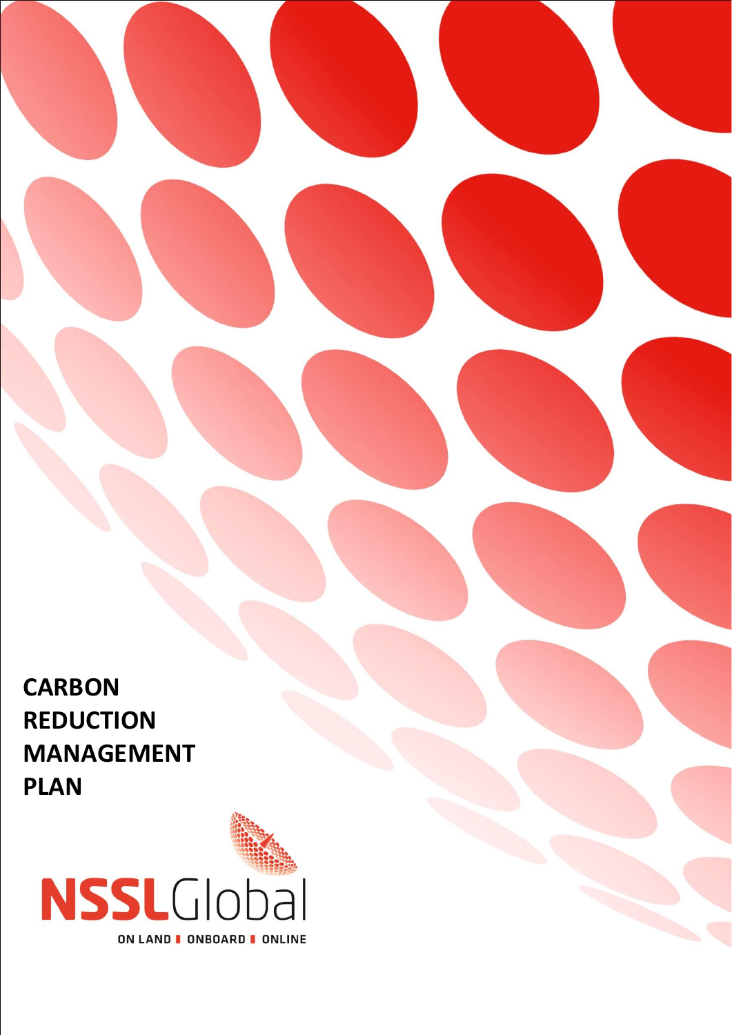# CARBON REDUCTION MANAGEMENT PLAN

NSSLGlobal

ON LAND | ONBOARD | ONLINE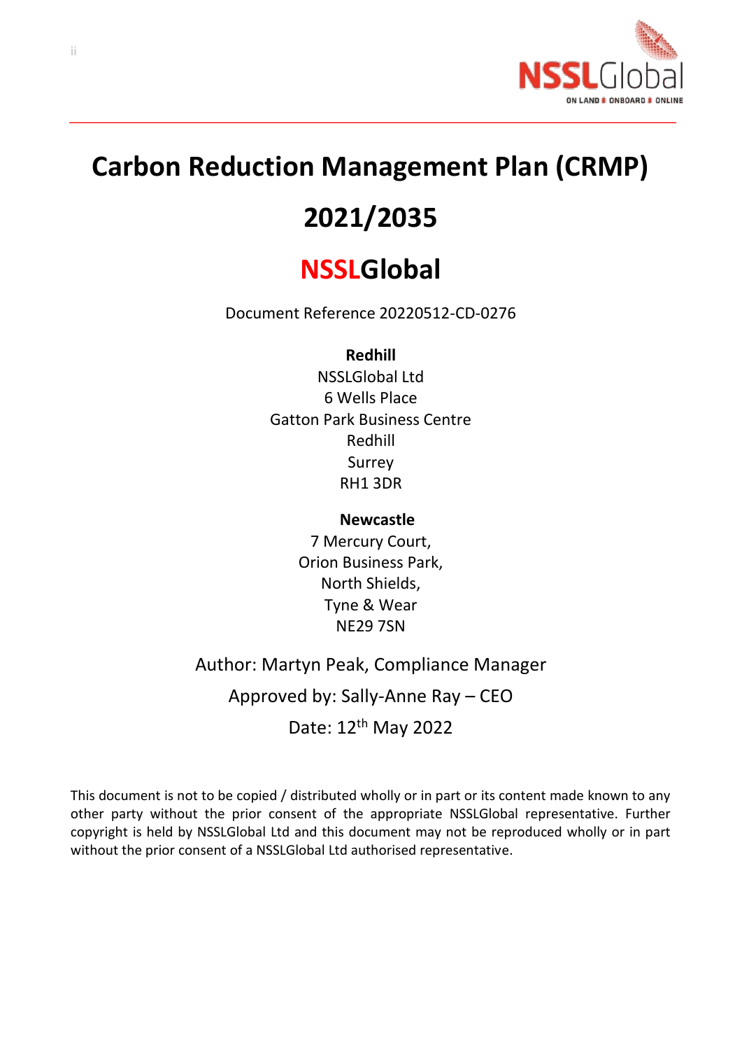# Carbon Reduction Management Plan (CRMP) 2021/2035

# NSSLGlobal

Document Reference 20220512-CD-0276

**Redhill**

NSSLGlobal Ltd
6 Wells Place
Gatton Park Business Centre
Redhill
Surrey
RH1 3DR

**Newcastle**

7 Mercury Court,
Orion Business Park,
North Shields,
Tyne & Wear
NE29 7SN

Author: Martyn Peak, Compliance Manager

Approved by: Sally-Anne Ray – CEO

Date: 12th May 2022

This document is not to be copied / distributed wholly or in part or its content made known to any other party without the prior consent of the appropriate NSSLGlobal representative. Further copyright is held by NSSLGlobal Ltd and this document may not be reproduced wholly or in part without the prior consent of a NSSLGlobal Ltd authorised representative.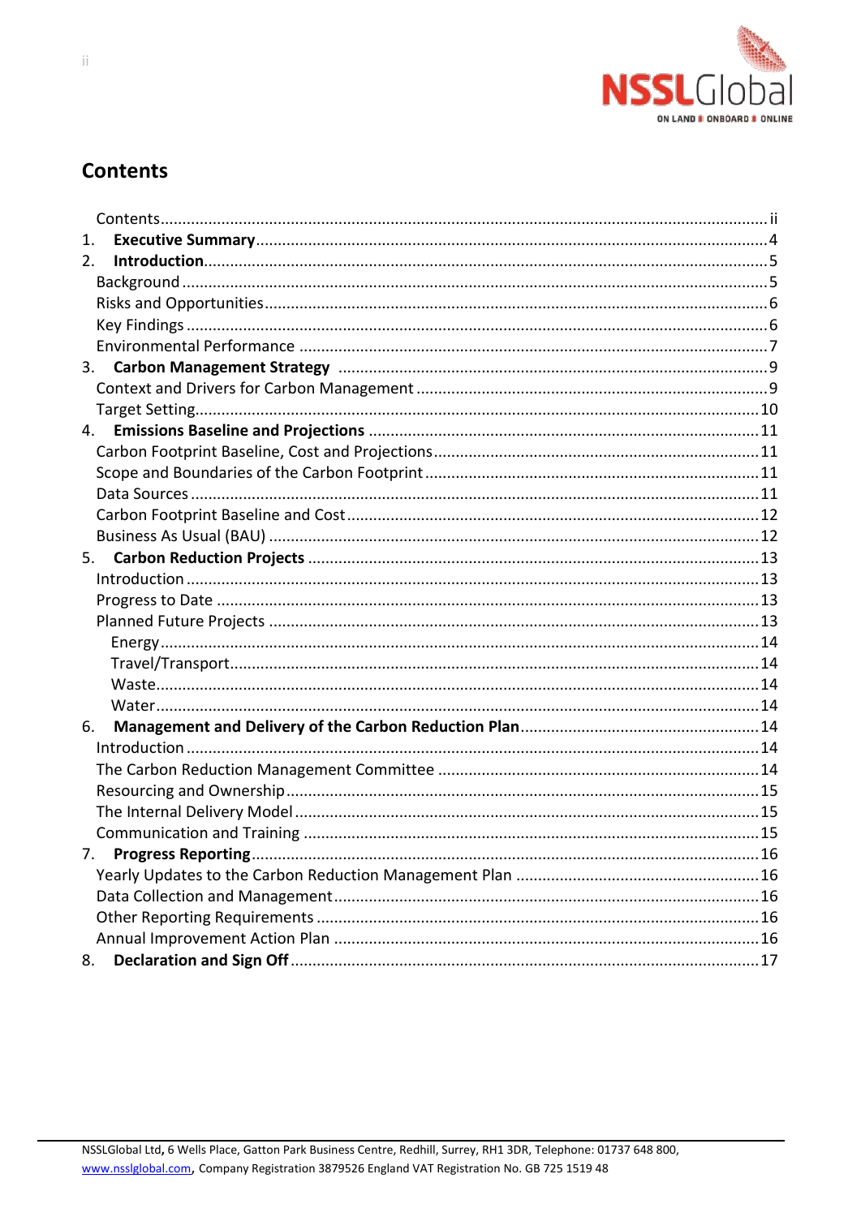# Contents

Contents ............................................................................................................................................. ii

1. **Executive Summary** ................................................................................................................... 4
2. **Introduction** ................................................................................................................................ 5

Background ......................................................................................................................................... 5

Risks and Opportunities ...................................................................................................................... 6

Key Findings ........................................................................................................................................ 6

Environmental Performance ............................................................................................................... 7

3. **Carbon Management Strategy** ................................................................................................... 9

Context and Drivers for Carbon Management .................................................................................... 9

Target Setting ..................................................................................................................................... 10

4. **Emissions Baseline and Projections** .......................................................................................... 11

Carbon Footprint Baseline, Cost and Projections ............................................................................... 11

Scope and Boundaries of the Carbon Footprint ................................................................................. 11

Data Sources ....................................................................................................................................... 11

Carbon Footprint Baseline and Cost ................................................................................................... 12

Business As Usual (BAU) ..................................................................................................................... 12

5. **Carbon Reduction Projects** ....................................................................................................... 13

Introduction ........................................................................................................................................ 13

Progress to Date .................................................................................................................................. 13

Planned Future Projects ...................................................................................................................... 13

- Energy ........................................................................................................................................... 14
- Travel/Transport ........................................................................................................................... 14
- Waste ............................................................................................................................................ 14
- Water ............................................................................................................................................ 14

6. **Management and Delivery of the Carbon Reduction Plan** ........................................................ 14

Introduction ........................................................................................................................................ 14

The Carbon Reduction Management Committee ............................................................................... 14

Resourcing and Ownership ................................................................................................................. 15

The Internal Delivery Model ............................................................................................................... 15

Communication and Training ............................................................................................................. 15

7. **Progress Reporting** ..................................................................................................................... 16

Yearly Updates to the Carbon Reduction Management Plan ............................................................ 16

Data Collection and Management ...................................................................................................... 16

Other Reporting Requirements .......................................................................................................... 16

Annual Improvement Action Plan ....................................................................................................... 16

8. **Declaration and Sign Off** ............................................................................................................ 17

NSSLGlobal Ltd, 6 Wells Place, Gatton Park Business Centre, Redhill, Surrey, RH1 3DR, Telephone: 01737 648 800, www.nsslglobal.com, Company Registration 3879526 England VAT Registration No. GB 725 1519 48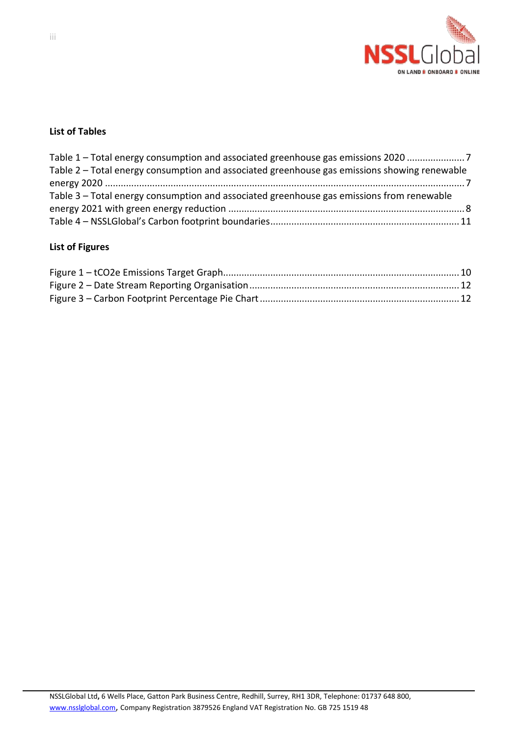**List of Tables**

Table 1 – Total energy consumption and associated greenhouse gas emissions 2020 ...................... 7
Table 2 – Total energy consumption and associated greenhouse gas emissions showing renewable energy 2020 ........................................................................................................................................ 7
Table 3 – Total energy consumption and associated greenhouse gas emissions from renewable energy 2021 with green energy reduction ......................................................................................... 8
Table 4 – NSSLGlobal's Carbon footprint boundaries ...................................................................... 11

**List of Figures**

Figure 1 – tCO2e Emissions Target Graph ......................................................................................... 10
Figure 2 – Date Stream Reporting Organisation ............................................................................... 12
Figure 3 – Carbon Footprint Percentage Pie Chart ........................................................................... 12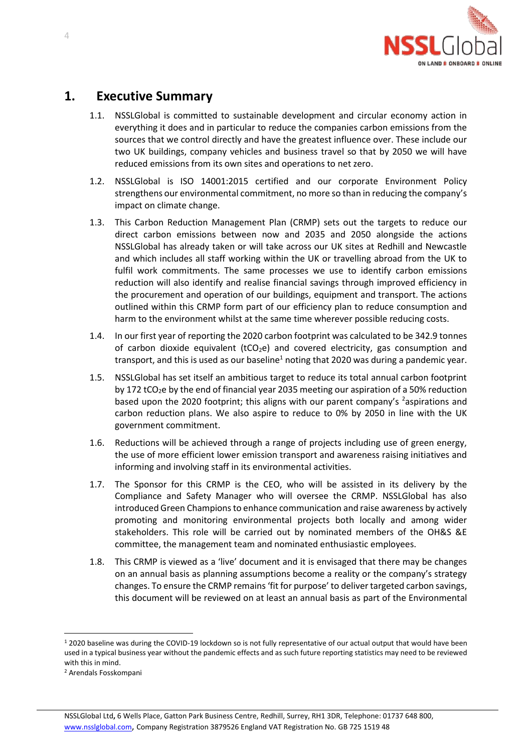# 1. Executive Summary

1.1. NSSLGlobal is committed to sustainable development and circular economy action in everything it does and in particular to reduce the companies carbon emissions from the sources that we control directly and have the greatest influence over. These include our two UK buildings, company vehicles and business travel so that by 2050 we will have reduced emissions from its own sites and operations to net zero.

1.2. NSSLGlobal is ISO 14001:2015 certified and our corporate Environment Policy strengthens our environmental commitment, no more so than in reducing the company's impact on climate change.

1.3. This Carbon Reduction Management Plan (CRMP) sets out the targets to reduce our direct carbon emissions between now and 2035 and 2050 alongside the actions NSSLGlobal has already taken or will take across our UK sites at Redhill and Newcastle and which includes all staff working within the UK or travelling abroad from the UK to fulfil work commitments. The same processes we use to identify carbon emissions reduction will also identify and realise financial savings through improved efficiency in the procurement and operation of our buildings, equipment and transport. The actions outlined within this CRMP form part of our efficiency plan to reduce consumption and harm to the environment whilst at the same time wherever possible reducing costs.

1.4. In our first year of reporting the 2020 carbon footprint was calculated to be 342.9 tonnes of carbon dioxide equivalent ($tCO_2e$) and covered electricity, gas consumption and transport, and this is used as our baseline[1] noting that 2020 was during a pandemic year.

1.5. NSSLGlobal has set itself an ambitious target to reduce its total annual carbon footprint by 172 $tCO_2e$ by the end of financial year 2035 meeting our aspiration of a 50% reduction based upon the 2020 footprint; this aligns with our parent company's [2]aspirations and carbon reduction plans. We also aspire to reduce to 0% by 2050 in line with the UK government commitment.

1.6. Reductions will be achieved through a range of projects including use of green energy, the use of more efficient lower emission transport and awareness raising initiatives and informing and involving staff in its environmental activities.

1.7. The Sponsor for this CRMP is the CEO, who will be assisted in its delivery by the Compliance and Safety Manager who will oversee the CRMP. NSSLGlobal has also introduced Green Champions to enhance communication and raise awareness by actively promoting and monitoring environmental projects both locally and among wider stakeholders. This role will be carried out by nominated members of the OH&S &E committee, the management team and nominated enthusiastic employees.

1.8. This CRMP is viewed as a 'live' document and it is envisaged that there may be changes on an annual basis as planning assumptions become a reality or the company's strategy changes. To ensure the CRMP remains 'fit for purpose' to deliver targeted carbon savings, this document will be reviewed on at least an annual basis as part of the Environmental

---

[1] 2020 baseline was during the COVID-19 lockdown so is not fully representative of our actual output that would have been used in a typical business year without the pandemic effects and as such future reporting statistics may need to be reviewed with this in mind.

[2] Arendals Fosskompani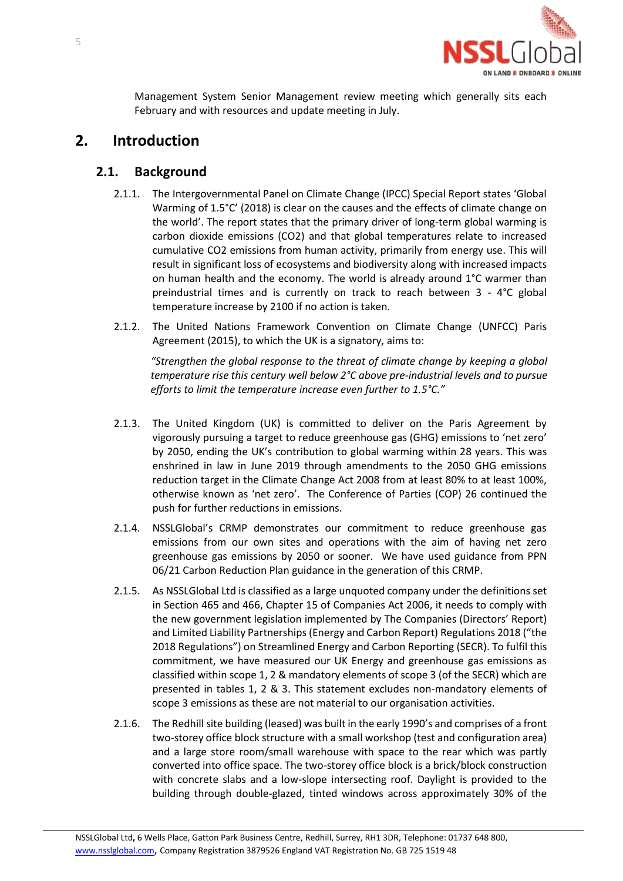Management System Senior Management review meeting which generally sits each February and with resources and update meeting in July.

# 2. Introduction

## 2.1. Background

2.1.1. The Intergovernmental Panel on Climate Change (IPCC) Special Report states 'Global Warming of 1.5°C' (2018) is clear on the causes and the effects of climate change on the world'. The report states that the primary driver of long-term global warming is carbon dioxide emissions (CO2) and that global temperatures relate to increased cumulative CO2 emissions from human activity, primarily from energy use. This will result in significant loss of ecosystems and biodiversity along with increased impacts on human health and the economy. The world is already around 1°C warmer than preindustrial times and is currently on track to reach between 3 - 4°C global temperature increase by 2100 if no action is taken.

2.1.2. The United Nations Framework Convention on Climate Change (UNFCC) Paris Agreement (2015), to which the UK is a signatory, aims to:

> *"Strengthen the global response to the threat of climate change by keeping a global temperature rise this century well below 2°C above pre-industrial levels and to pursue efforts to limit the temperature increase even further to 1.5°C."*

2.1.3. The United Kingdom (UK) is committed to deliver on the Paris Agreement by vigorously pursuing a target to reduce greenhouse gas (GHG) emissions to 'net zero' by 2050, ending the UK's contribution to global warming within 28 years. This was enshrined in law in June 2019 through amendments to the 2050 GHG emissions reduction target in the Climate Change Act 2008 from at least 80% to at least 100%, otherwise known as 'net zero'. The Conference of Parties (COP) 26 continued the push for further reductions in emissions.

2.1.4. NSSLGlobal's CRMP demonstrates our commitment to reduce greenhouse gas emissions from our own sites and operations with the aim of having net zero greenhouse gas emissions by 2050 or sooner. We have used guidance from PPN 06/21 Carbon Reduction Plan guidance in the generation of this CRMP.

2.1.5. As NSSLGlobal Ltd is classified as a large unquoted company under the definitions set in Section 465 and 466, Chapter 15 of Companies Act 2006, it needs to comply with the new government legislation implemented by The Companies (Directors' Report) and Limited Liability Partnerships (Energy and Carbon Report) Regulations 2018 ("the 2018 Regulations") on Streamlined Energy and Carbon Reporting (SECR). To fulfil this commitment, we have measured our UK Energy and greenhouse gas emissions as classified within scope 1, 2 & mandatory elements of scope 3 (of the SECR) which are presented in tables 1, 2 & 3. This statement excludes non-mandatory elements of scope 3 emissions as these are not material to our organisation activities.

2.1.6. The Redhill site building (leased) was built in the early 1990's and comprises of a front two-storey office block structure with a small workshop (test and configuration area) and a large store room/small warehouse with space to the rear which was partly converted into office space. The two-storey office block is a brick/block construction with concrete slabs and a low-slope intersecting roof. Daylight is provided to the building through double-glazed, tinted windows across approximately 30% of the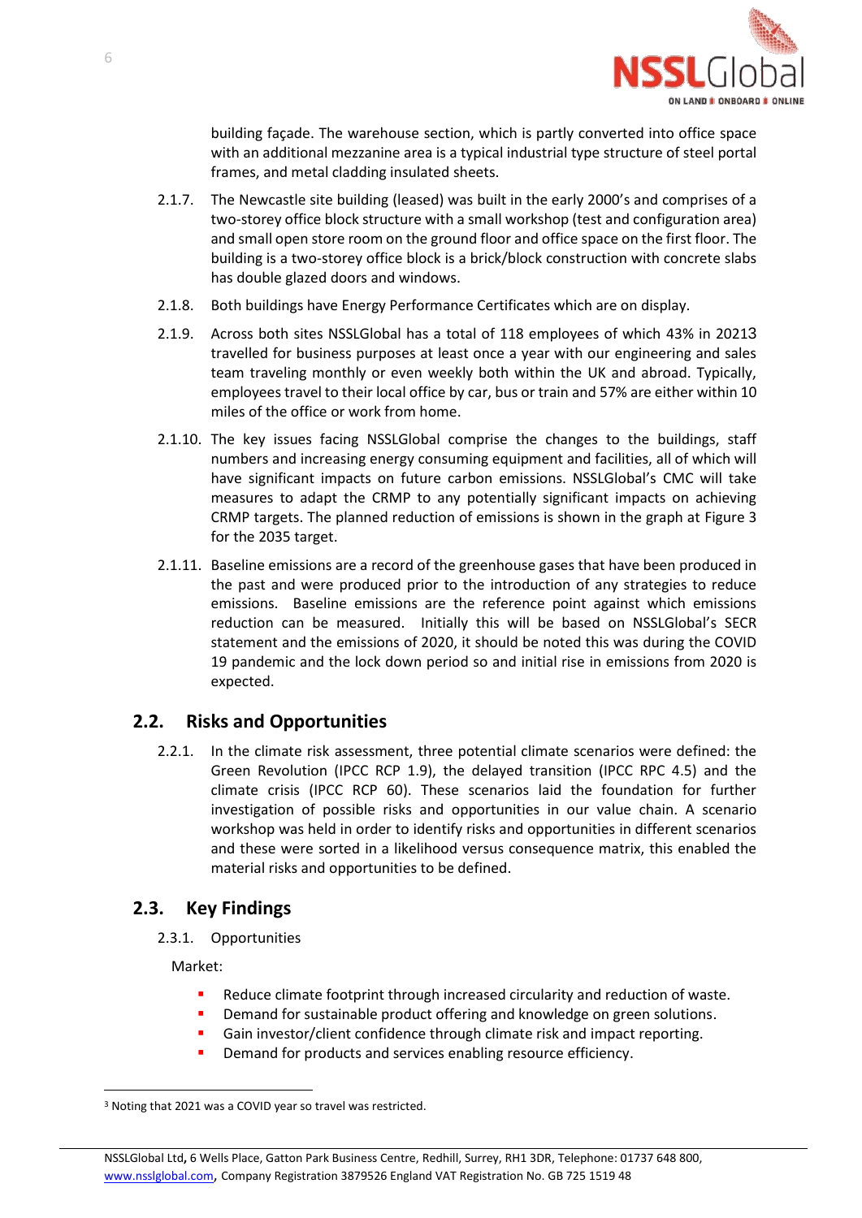building façade. The warehouse section, which is partly converted into office space with an additional mezzanine area is a typical industrial type structure of steel portal frames, and metal cladding insulated sheets.

2.1.7. The Newcastle site building (leased) was built in the early 2000's and comprises of a two-storey office block structure with a small workshop (test and configuration area) and small open store room on the ground floor and office space on the first floor. The building is a two-storey office block is a brick/block construction with concrete slabs has double glazed doors and windows.

2.1.8. Both buildings have Energy Performance Certificates which are on display.

2.1.9. Across both sites NSSLGlobal has a total of 118 employees of which 43% in 2021[3] travelled for business purposes at least once a year with our engineering and sales team traveling monthly or even weekly both within the UK and abroad. Typically, employees travel to their local office by car, bus or train and 57% are either within 10 miles of the office or work from home.

2.1.10. The key issues facing NSSLGlobal comprise the changes to the buildings, staff numbers and increasing energy consuming equipment and facilities, all of which will have significant impacts on future carbon emissions. NSSLGlobal's CMC will take measures to adapt the CRMP to any potentially significant impacts on achieving CRMP targets. The planned reduction of emissions is shown in the graph at Figure 3 for the 2035 target.

2.1.11. Baseline emissions are a record of the greenhouse gases that have been produced in the past and were produced prior to the introduction of any strategies to reduce emissions. Baseline emissions are the reference point against which emissions reduction can be measured. Initially this will be based on NSSLGlobal's SECR statement and the emissions of 2020, it should be noted this was during the COVID 19 pandemic and the lock down period so and initial rise in emissions from 2020 is expected.

## 2.2. Risks and Opportunities

2.2.1. In the climate risk assessment, three potential climate scenarios were defined: the Green Revolution (IPCC RCP 1.9), the delayed transition (IPCC RPC 4.5) and the climate crisis (IPCC RCP 60). These scenarios laid the foundation for further investigation of possible risks and opportunities in our value chain. A scenario workshop was held in order to identify risks and opportunities in different scenarios and these were sorted in a likelihood versus consequence matrix, this enabled the material risks and opportunities to be defined.

## 2.3. Key Findings

2.3.1. Opportunities

Market:

- Reduce climate footprint through increased circularity and reduction of waste.
- Demand for sustainable product offering and knowledge on green solutions.
- Gain investor/client confidence through climate risk and impact reporting.
- Demand for products and services enabling resource efficiency.

[3] Noting that 2021 was a COVID year so travel was restricted.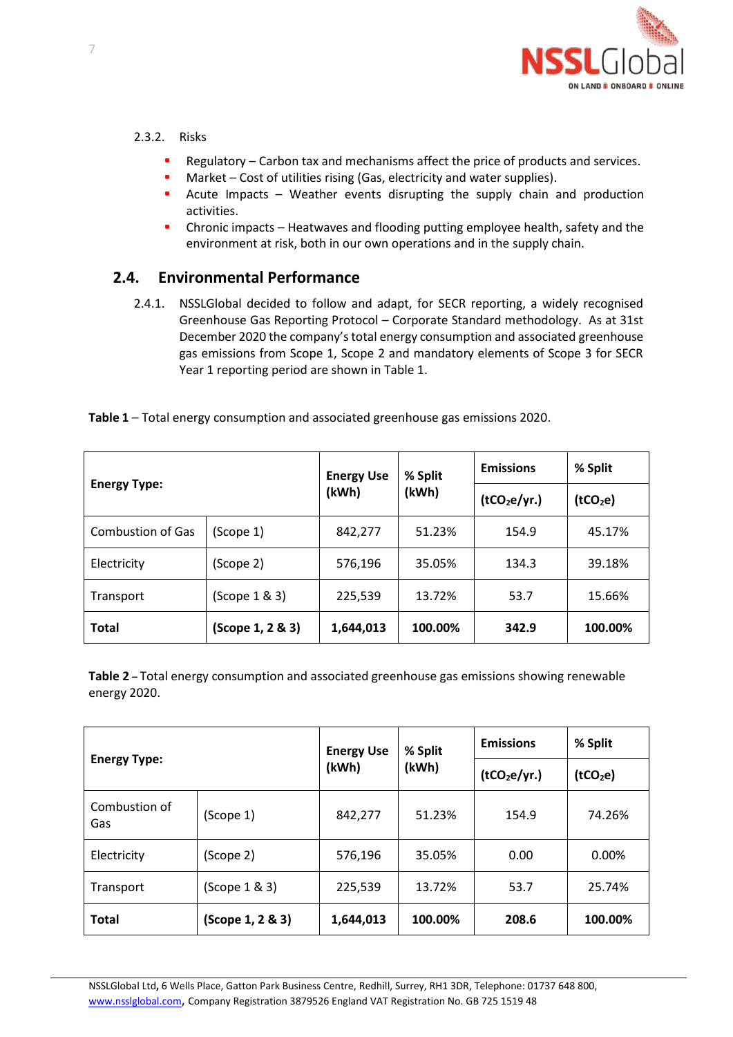2.3.2. Risks

- Regulatory – Carbon tax and mechanisms affect the price of products and services.
- Market – Cost of utilities rising (Gas, electricity and water supplies).
- Acute Impacts – Weather events disrupting the supply chain and production activities.
- Chronic impacts – Heatwaves and flooding putting employee health, safety and the environment at risk, both in our own operations and in the supply chain.

## 2.4. Environmental Performance

2.4.1. NSSLGlobal decided to follow and adapt, for SECR reporting, a widely recognised Greenhouse Gas Reporting Protocol – Corporate Standard methodology. As at 31st December 2020 the company's total energy consumption and associated greenhouse gas emissions from Scope 1, Scope 2 and mandatory elements of Scope 3 for SECR Year 1 reporting period are shown in Table 1.

**Table 1** – Total energy consumption and associated greenhouse gas emissions 2020.

| Energy Type: | | Energy Use (kWh) | % Split (kWh) | Emissions | % Split |
|---|---|---|---|---|---|
| | | | | ($tCO_2e$/yr.) | ($tCO_2e$) |
| Combustion of Gas | (Scope 1) | 842,277 | 51.23% | 154.9 | 45.17% |
| Electricity | (Scope 2) | 576,196 | 35.05% | 134.3 | 39.18% |
| Transport | (Scope 1 & 3) | 225,539 | 13.72% | 53.7 | 15.66% |
| **Total** | **(Scope 1, 2 & 3)** | **1,644,013** | **100.00%** | **342.9** | **100.00%** |

**Table 2** – Total energy consumption and associated greenhouse gas emissions showing renewable energy 2020.

| Energy Type: | | Energy Use (kWh) | % Split (kWh) | Emissions | % Split |
|---|---|---|---|---|---|
| | | | | ($tCO_2e$/yr.) | ($tCO_2e$) |
| Combustion of Gas | (Scope 1) | 842,277 | 51.23% | 154.9 | 74.26% |
| Electricity | (Scope 2) | 576,196 | 35.05% | 0.00 | 0.00% |
| Transport | (Scope 1 & 3) | 225,539 | 13.72% | 53.7 | 25.74% |
| **Total** | **(Scope 1, 2 & 3)** | **1,644,013** | **100.00%** | **208.6** | **100.00%** |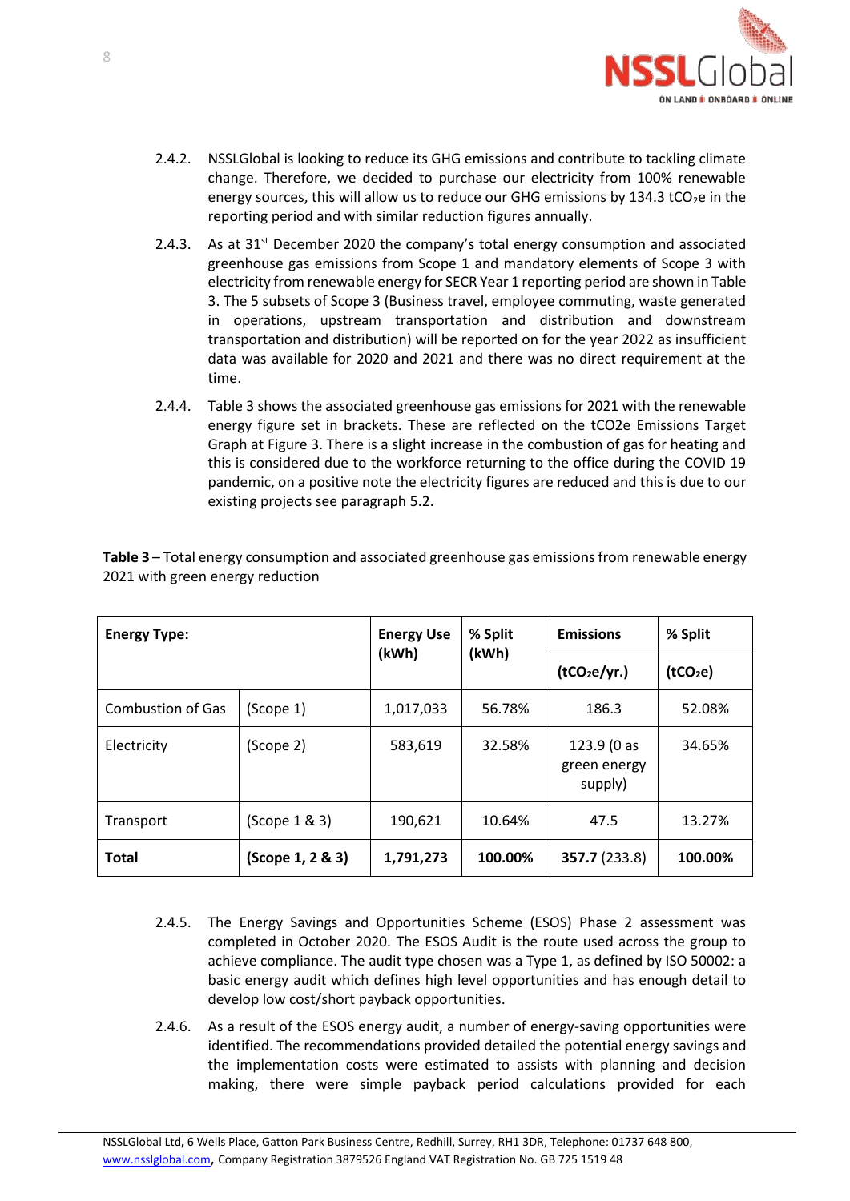2.4.2. NSSLGlobal is looking to reduce its GHG emissions and contribute to tackling climate change. Therefore, we decided to purchase our electricity from 100% renewable energy sources, this will allow us to reduce our GHG emissions by 134.3 $tCO_2e$ in the reporting period and with similar reduction figures annually.

2.4.3. As at 31st December 2020 the company's total energy consumption and associated greenhouse gas emissions from Scope 1 and mandatory elements of Scope 3 with electricity from renewable energy for SECR Year 1 reporting period are shown in Table 3. The 5 subsets of Scope 3 (Business travel, employee commuting, waste generated in operations, upstream transportation and distribution and downstream transportation and distribution) will be reported on for the year 2022 as insufficient data was available for 2020 and 2021 and there was no direct requirement at the time.

2.4.4. Table 3 shows the associated greenhouse gas emissions for 2021 with the renewable energy figure set in brackets. These are reflected on the tCO2e Emissions Target Graph at Figure 3. There is a slight increase in the combustion of gas for heating and this is considered due to the workforce returning to the office during the COVID 19 pandemic, on a positive note the electricity figures are reduced and this is due to our existing projects see paragraph 5.2.

**Table 3** – Total energy consumption and associated greenhouse gas emissions from renewable energy 2021 with green energy reduction

| **Energy Type:** | | **Energy Use (kWh)** | **% Split (kWh)** | **Emissions** | **% Split** |
|---|---|---|---|---|---|
| | | | | **($tCO_2e$/yr.)** | **($tCO_2e$)** |
| Combustion of Gas | (Scope 1) | 1,017,033 | 56.78% | 186.3 | 52.08% |
| Electricity | (Scope 2) | 583,619 | 32.58% | 123.9 (0 as green energy supply) | 34.65% |
| Transport | (Scope 1 & 3) | 190,621 | 10.64% | 47.5 | 13.27% |
| **Total** | **(Scope 1, 2 & 3)** | **1,791,273** | **100.00%** | **357.7** (233.8) | **100.00%** |

2.4.5. The Energy Savings and Opportunities Scheme (ESOS) Phase 2 assessment was completed in October 2020. The ESOS Audit is the route used across the group to achieve compliance. The audit type chosen was a Type 1, as defined by ISO 50002: a basic energy audit which defines high level opportunities and has enough detail to develop low cost/short payback opportunities.

2.4.6. As a result of the ESOS energy audit, a number of energy-saving opportunities were identified. The recommendations provided detailed the potential energy savings and the implementation costs were estimated to assists with planning and decision making, there were simple payback period calculations provided for each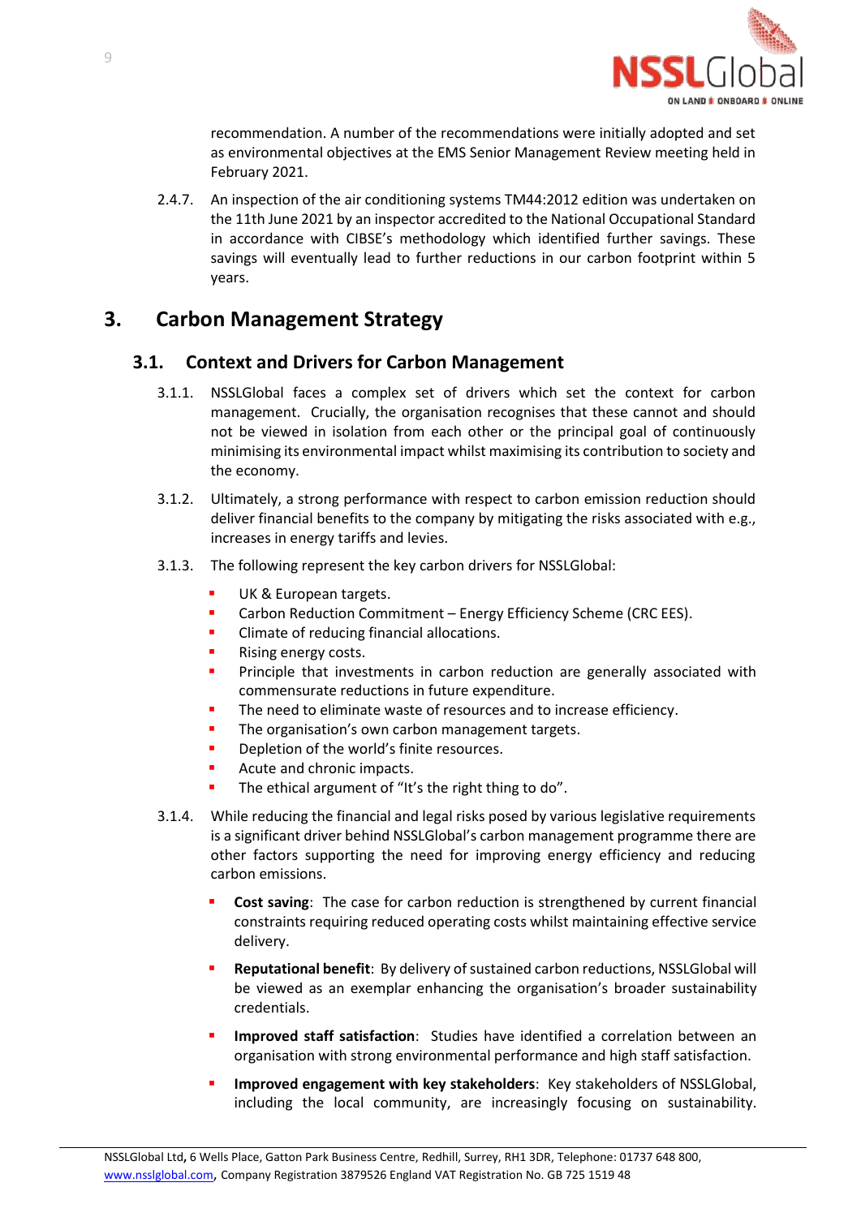recommendation. A number of the recommendations were initially adopted and set as environmental objectives at the EMS Senior Management Review meeting held in February 2021.

2.4.7. An inspection of the air conditioning systems TM44:2012 edition was undertaken on the 11th June 2021 by an inspector accredited to the National Occupational Standard in accordance with CIBSE's methodology which identified further savings. These savings will eventually lead to further reductions in our carbon footprint within 5 years.

# 3. Carbon Management Strategy

## 3.1. Context and Drivers for Carbon Management

3.1.1. NSSLGlobal faces a complex set of drivers which set the context for carbon management. Crucially, the organisation recognises that these cannot and should not be viewed in isolation from each other or the principal goal of continuously minimising its environmental impact whilst maximising its contribution to society and the economy.

3.1.2. Ultimately, a strong performance with respect to carbon emission reduction should deliver financial benefits to the company by mitigating the risks associated with e.g., increases in energy tariffs and levies.

3.1.3. The following represent the key carbon drivers for NSSLGlobal:

- UK & European targets.
- Carbon Reduction Commitment – Energy Efficiency Scheme (CRC EES).
- Climate of reducing financial allocations.
- Rising energy costs.
- Principle that investments in carbon reduction are generally associated with commensurate reductions in future expenditure.
- The need to eliminate waste of resources and to increase efficiency.
- The organisation's own carbon management targets.
- Depletion of the world's finite resources.
- Acute and chronic impacts.
- The ethical argument of "It's the right thing to do".

3.1.4. While reducing the financial and legal risks posed by various legislative requirements is a significant driver behind NSSLGlobal's carbon management programme there are other factors supporting the need for improving energy efficiency and reducing carbon emissions.

- **Cost saving**: The case for carbon reduction is strengthened by current financial constraints requiring reduced operating costs whilst maintaining effective service delivery.
- **Reputational benefit**: By delivery of sustained carbon reductions, NSSLGlobal will be viewed as an exemplar enhancing the organisation's broader sustainability credentials.
- **Improved staff satisfaction**: Studies have identified a correlation between an organisation with strong environmental performance and high staff satisfaction.
- **Improved engagement with key stakeholders**: Key stakeholders of NSSLGlobal, including the local community, are increasingly focusing on sustainability.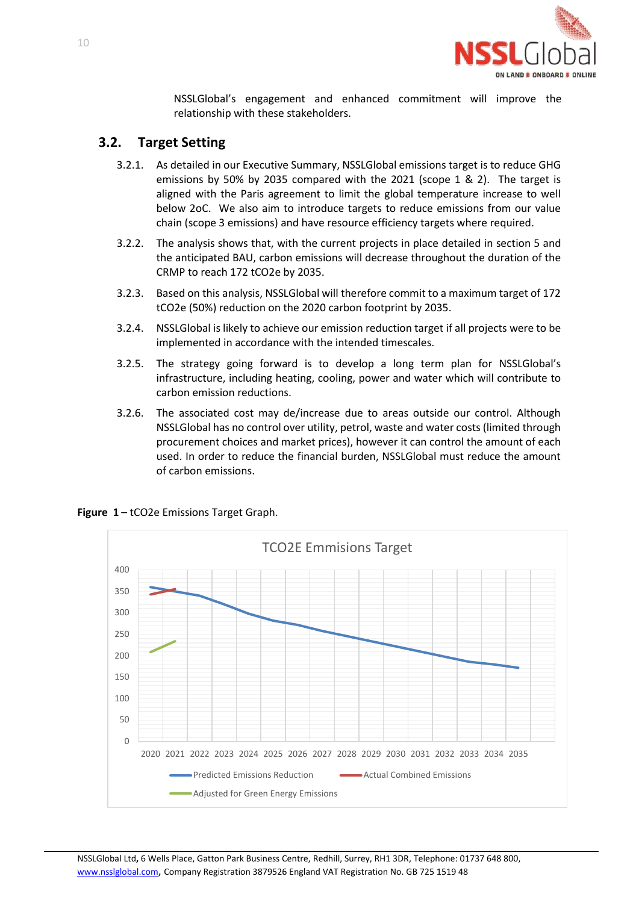NSSLGlobal's engagement and enhanced commitment will improve the relationship with these stakeholders.

## 3.2. Target Setting

3.2.1. As detailed in our Executive Summary, NSSLGlobal emissions target is to reduce GHG emissions by 50% by 2035 compared with the 2021 (scope 1 & 2). The target is aligned with the Paris agreement to limit the global temperature increase to well below 2oC. We also aim to introduce targets to reduce emissions from our value chain (scope 3 emissions) and have resource efficiency targets where required.

3.2.2. The analysis shows that, with the current projects in place detailed in section 5 and the anticipated BAU, carbon emissions will decrease throughout the duration of the CRMP to reach 172 tCO2e by 2035.

3.2.3. Based on this analysis, NSSLGlobal will therefore commit to a maximum target of 172 tCO2e (50%) reduction on the 2020 carbon footprint by 2035.

3.2.4. NSSLGlobal is likely to achieve our emission reduction target if all projects were to be implemented in accordance with the intended timescales.

3.2.5. The strategy going forward is to develop a long term plan for NSSLGlobal's infrastructure, including heating, cooling, power and water which will contribute to carbon emission reductions.

3.2.6. The associated cost may de/increase due to areas outside our control. Although NSSLGlobal has no control over utility, petrol, waste and water costs (limited through procurement choices and market prices), however it can control the amount of each used. In order to reduce the financial burden, NSSLGlobal must reduce the amount of carbon emissions.

**Figure 1** – tCO2e Emissions Target Graph.

TCO2E Emmisions Target

Legend: Predicted Emissions Reduction; Actual Combined Emissions; Adjusted for Green Energy Emissions

Y-axis: 0–400. X-axis: 2020–2035.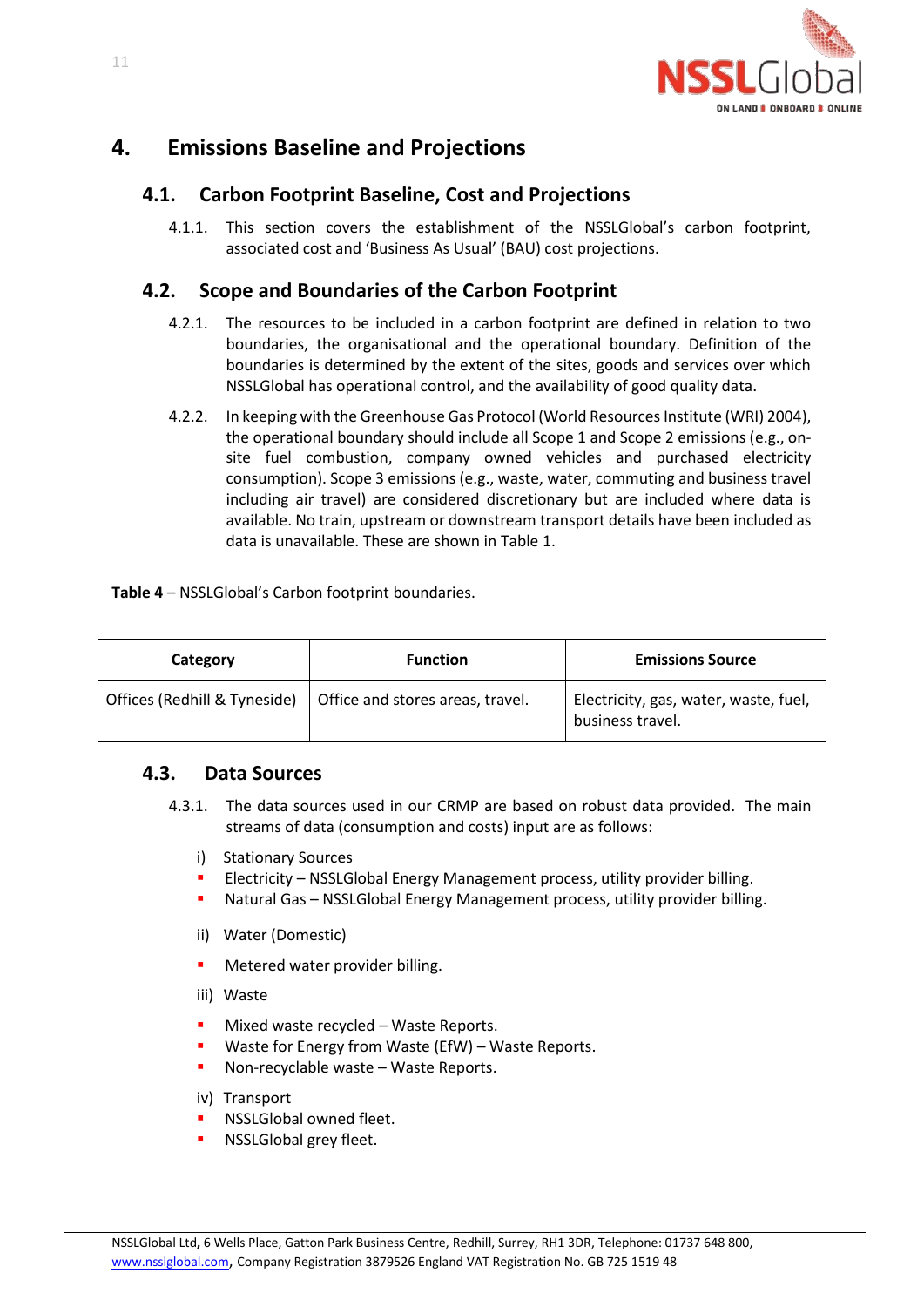# 4. Emissions Baseline and Projections

## 4.1. Carbon Footprint Baseline, Cost and Projections

4.1.1. This section covers the establishment of the NSSLGlobal's carbon footprint, associated cost and 'Business As Usual' (BAU) cost projections.

## 4.2. Scope and Boundaries of the Carbon Footprint

4.2.1. The resources to be included in a carbon footprint are defined in relation to two boundaries, the organisational and the operational boundary. Definition of the boundaries is determined by the extent of the sites, goods and services over which NSSLGlobal has operational control, and the availability of good quality data.

4.2.2. In keeping with the Greenhouse Gas Protocol (World Resources Institute (WRI) 2004), the operational boundary should include all Scope 1 and Scope 2 emissions (e.g., on-site fuel combustion, company owned vehicles and purchased electricity consumption). Scope 3 emissions (e.g., waste, water, commuting and business travel including air travel) are considered discretionary but are included where data is available. No train, upstream or downstream transport details have been included as data is unavailable. These are shown in Table 1.

**Table 4** – NSSLGlobal's Carbon footprint boundaries.

| Category | Function | Emissions Source |
|---|---|---|
| Offices (Redhill & Tyneside) | Office and stores areas, travel. | Electricity, gas, water, waste, fuel, business travel. |

## 4.3. Data Sources

4.3.1. The data sources used in our CRMP are based on robust data provided. The main streams of data (consumption and costs) input are as follows:

i) Stationary Sources

- Electricity – NSSLGlobal Energy Management process, utility provider billing.
- Natural Gas – NSSLGlobal Energy Management process, utility provider billing.

ii) Water (Domestic)

- Metered water provider billing.

iii) Waste

- Mixed waste recycled – Waste Reports.
- Waste for Energy from Waste (EfW) – Waste Reports.
- Non-recyclable waste – Waste Reports.

iv) Transport

- NSSLGlobal owned fleet.
- NSSLGlobal grey fleet.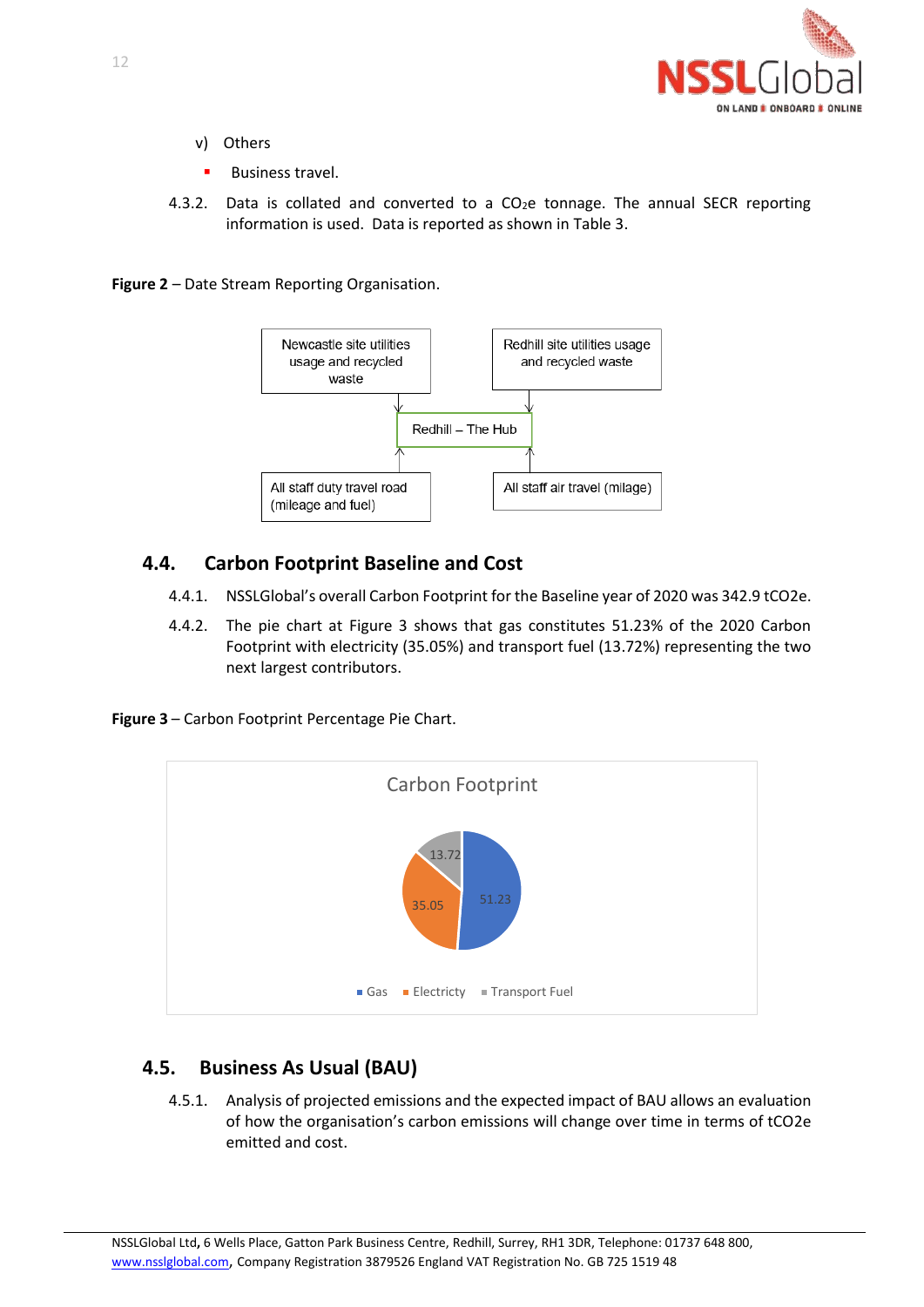v) Others

- Business travel.

4.3.2. Data is collated and converted to a $CO_2e$ tonnage. The annual SECR reporting information is used. Data is reported as shown in Table 3.

**Figure 2** – Date Stream Reporting Organisation.

Newcastle site utilities usage and recycled waste

Redhill site utilities usage and recycled waste

Redhill – The Hub

All staff duty travel road (mileage and fuel)

All staff air travel (milage)

## 4.4. Carbon Footprint Baseline and Cost

4.4.1. NSSLGlobal's overall Carbon Footprint for the Baseline year of 2020 was 342.9 tCO2e.

4.4.2. The pie chart at Figure 3 shows that gas constitutes 51.23% of the 2020 Carbon Footprint with electricity (35.05%) and transport fuel (13.72%) representing the two next largest contributors.

**Figure 3** – Carbon Footprint Percentage Pie Chart.

Carbon Footprint

13.72

35.05

51.23

Gas Electricty Transport Fuel

## 4.5. Business As Usual (BAU)

4.5.1. Analysis of projected emissions and the expected impact of BAU allows an evaluation of how the organisation's carbon emissions will change over time in terms of tCO2e emitted and cost.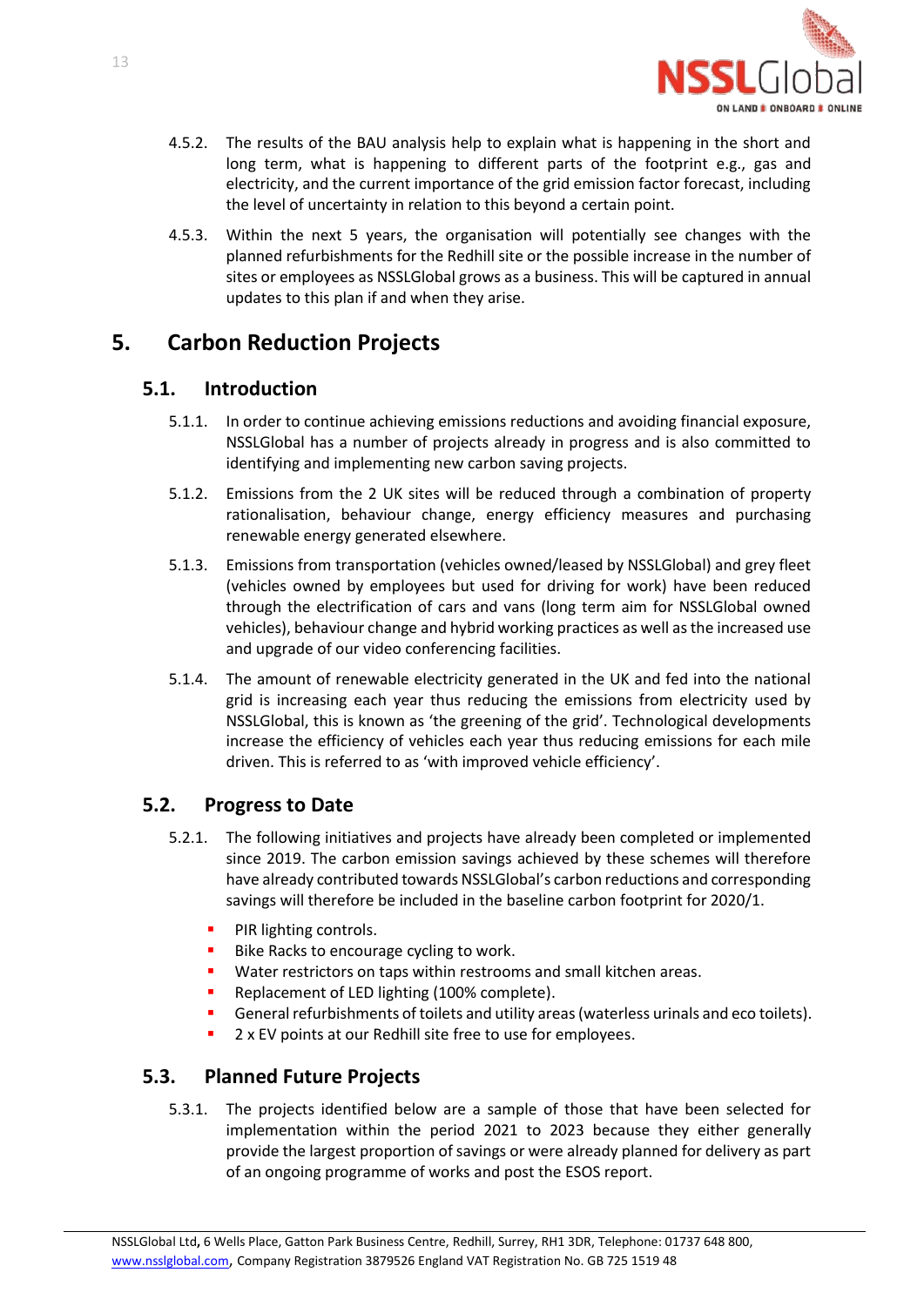4.5.2. The results of the BAU analysis help to explain what is happening in the short and long term, what is happening to different parts of the footprint e.g., gas and electricity, and the current importance of the grid emission factor forecast, including the level of uncertainty in relation to this beyond a certain point.

4.5.3. Within the next 5 years, the organisation will potentially see changes with the planned refurbishments for the Redhill site or the possible increase in the number of sites or employees as NSSLGlobal grows as a business. This will be captured in annual updates to this plan if and when they arise.

# 5. Carbon Reduction Projects

## 5.1. Introduction

5.1.1. In order to continue achieving emissions reductions and avoiding financial exposure, NSSLGlobal has a number of projects already in progress and is also committed to identifying and implementing new carbon saving projects.

5.1.2. Emissions from the 2 UK sites will be reduced through a combination of property rationalisation, behaviour change, energy efficiency measures and purchasing renewable energy generated elsewhere.

5.1.3. Emissions from transportation (vehicles owned/leased by NSSLGlobal) and grey fleet (vehicles owned by employees but used for driving for work) have been reduced through the electrification of cars and vans (long term aim for NSSLGlobal owned vehicles), behaviour change and hybrid working practices as well as the increased use and upgrade of our video conferencing facilities.

5.1.4. The amount of renewable electricity generated in the UK and fed into the national grid is increasing each year thus reducing the emissions from electricity used by NSSLGlobal, this is known as 'the greening of the grid'. Technological developments increase the efficiency of vehicles each year thus reducing emissions for each mile driven. This is referred to as 'with improved vehicle efficiency'.

## 5.2. Progress to Date

5.2.1. The following initiatives and projects have already been completed or implemented since 2019. The carbon emission savings achieved by these schemes will therefore have already contributed towards NSSLGlobal's carbon reductions and corresponding savings will therefore be included in the baseline carbon footprint for 2020/1.

- PIR lighting controls.
- Bike Racks to encourage cycling to work.
- Water restrictors on taps within restrooms and small kitchen areas.
- Replacement of LED lighting (100% complete).
- General refurbishments of toilets and utility areas (waterless urinals and eco toilets).
- 2 x EV points at our Redhill site free to use for employees.

## 5.3. Planned Future Projects

5.3.1. The projects identified below are a sample of those that have been selected for implementation within the period 2021 to 2023 because they either generally provide the largest proportion of savings or were already planned for delivery as part of an ongoing programme of works and post the ESOS report.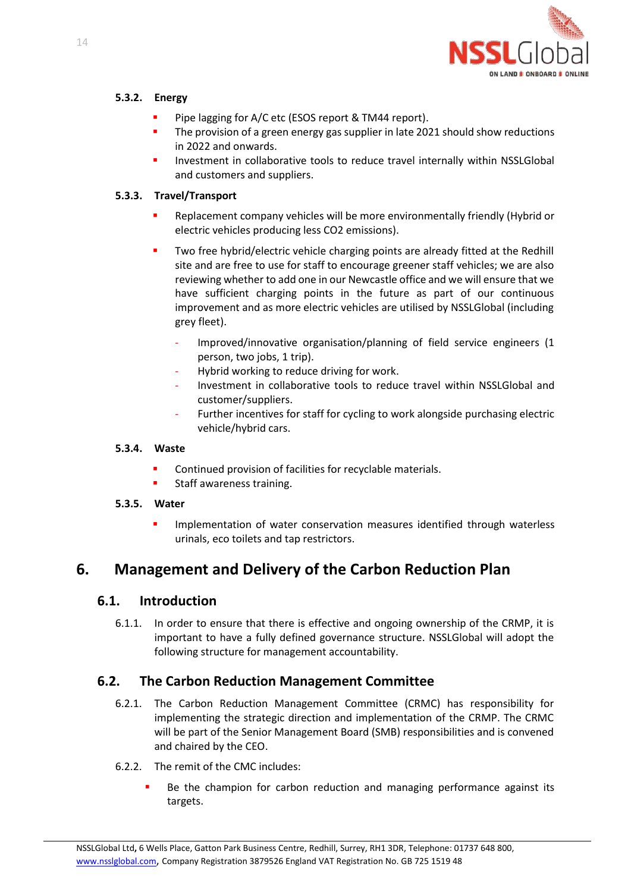#### 5.3.2. Energy

- Pipe lagging for A/C etc (ESOS report & TM44 report).
- The provision of a green energy gas supplier in late 2021 should show reductions in 2022 and onwards.
- Investment in collaborative tools to reduce travel internally within NSSLGlobal and customers and suppliers.

#### 5.3.3. Travel/Transport

- Replacement company vehicles will be more environmentally friendly (Hybrid or electric vehicles producing less CO2 emissions).
- Two free hybrid/electric vehicle charging points are already fitted at the Redhill site and are free to use for staff to encourage greener staff vehicles; we are also reviewing whether to add one in our Newcastle office and we will ensure that we have sufficient charging points in the future as part of our continuous improvement and as more electric vehicles are utilised by NSSLGlobal (including grey fleet).
  - Improved/innovative organisation/planning of field service engineers (1 person, two jobs, 1 trip).
  - Hybrid working to reduce driving for work.
  - Investment in collaborative tools to reduce travel within NSSLGlobal and customer/suppliers.
  - Further incentives for staff for cycling to work alongside purchasing electric vehicle/hybrid cars.

#### 5.3.4. Waste

- Continued provision of facilities for recyclable materials.
- Staff awareness training.

#### 5.3.5. Water

- Implementation of water conservation measures identified through waterless urinals, eco toilets and tap restrictors.

# 6. Management and Delivery of the Carbon Reduction Plan

## 6.1. Introduction

6.1.1. In order to ensure that there is effective and ongoing ownership of the CRMP, it is important to have a fully defined governance structure. NSSLGlobal will adopt the following structure for management accountability.

## 6.2. The Carbon Reduction Management Committee

6.2.1. The Carbon Reduction Management Committee (CRMC) has responsibility for implementing the strategic direction and implementation of the CRMP. The CRMC will be part of the Senior Management Board (SMB) responsibilities and is convened and chaired by the CEO.

6.2.2. The remit of the CMC includes:

- Be the champion for carbon reduction and managing performance against its targets.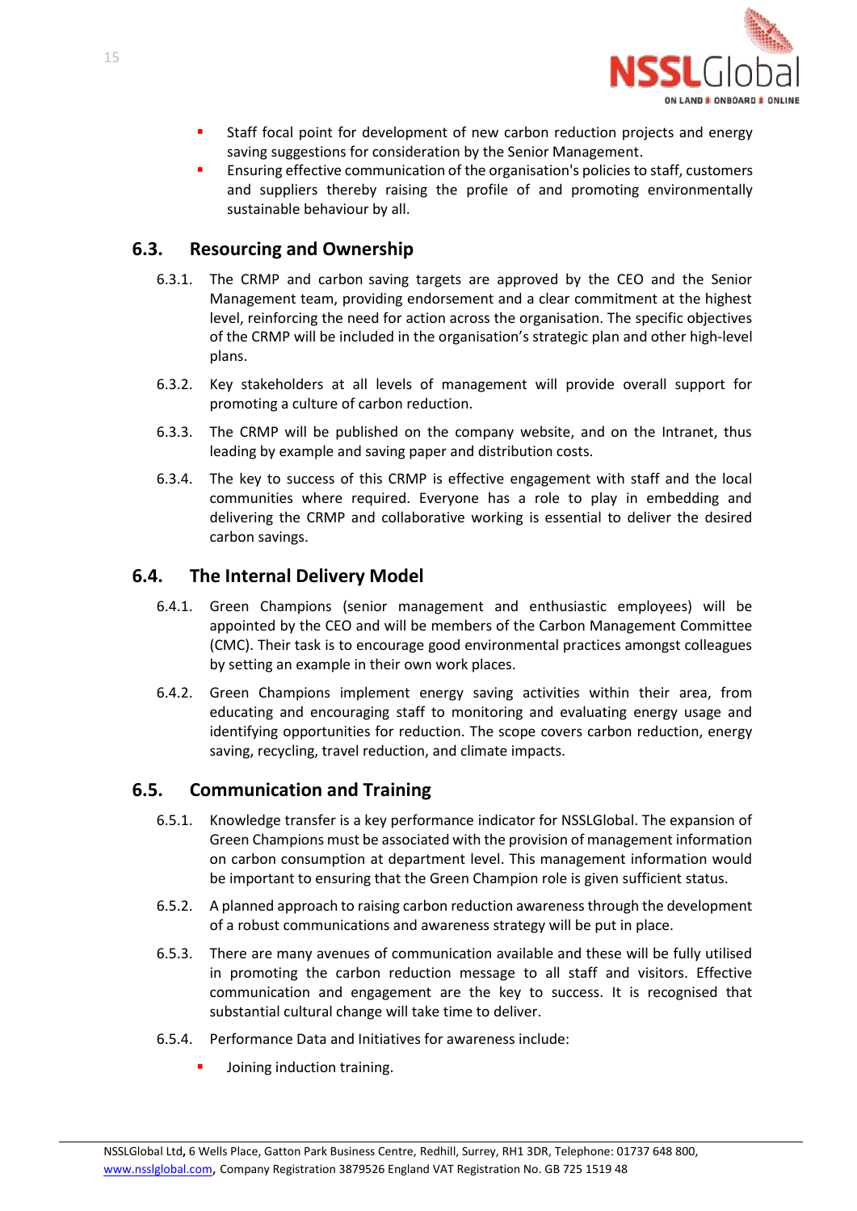- Staff focal point for development of new carbon reduction projects and energy saving suggestions for consideration by the Senior Management.
- Ensuring effective communication of the organisation's policies to staff, customers and suppliers thereby raising the profile of and promoting environmentally sustainable behaviour by all.

## 6.3. Resourcing and Ownership

6.3.1. The CRMP and carbon saving targets are approved by the CEO and the Senior Management team, providing endorsement and a clear commitment at the highest level, reinforcing the need for action across the organisation. The specific objectives of the CRMP will be included in the organisation's strategic plan and other high-level plans.

6.3.2. Key stakeholders at all levels of management will provide overall support for promoting a culture of carbon reduction.

6.3.3. The CRMP will be published on the company website, and on the Intranet, thus leading by example and saving paper and distribution costs.

6.3.4. The key to success of this CRMP is effective engagement with staff and the local communities where required. Everyone has a role to play in embedding and delivering the CRMP and collaborative working is essential to deliver the desired carbon savings.

## 6.4. The Internal Delivery Model

6.4.1. Green Champions (senior management and enthusiastic employees) will be appointed by the CEO and will be members of the Carbon Management Committee (CMC). Their task is to encourage good environmental practices amongst colleagues by setting an example in their own work places.

6.4.2. Green Champions implement energy saving activities within their area, from educating and encouraging staff to monitoring and evaluating energy usage and identifying opportunities for reduction. The scope covers carbon reduction, energy saving, recycling, travel reduction, and climate impacts.

## 6.5. Communication and Training

6.5.1. Knowledge transfer is a key performance indicator for NSSLGlobal. The expansion of Green Champions must be associated with the provision of management information on carbon consumption at department level. This management information would be important to ensuring that the Green Champion role is given sufficient status.

6.5.2. A planned approach to raising carbon reduction awareness through the development of a robust communications and awareness strategy will be put in place.

6.5.3. There are many avenues of communication available and these will be fully utilised in promoting the carbon reduction message to all staff and visitors. Effective communication and engagement are the key to success. It is recognised that substantial cultural change will take time to deliver.

6.5.4. Performance Data and Initiatives for awareness include:

- Joining induction training.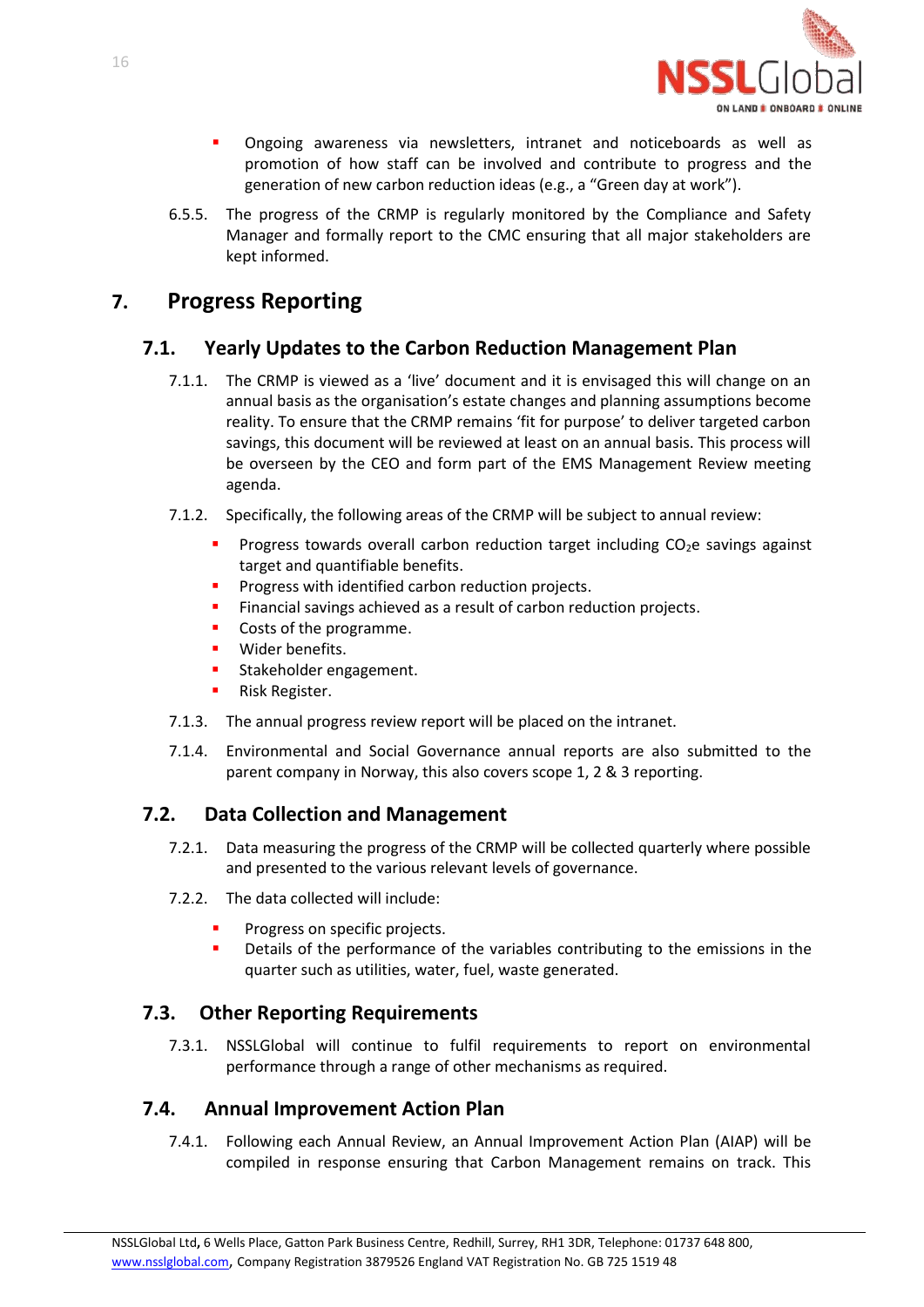- Ongoing awareness via newsletters, intranet and noticeboards as well as promotion of how staff can be involved and contribute to progress and the generation of new carbon reduction ideas (e.g., a "Green day at work").

6.5.5. The progress of the CRMP is regularly monitored by the Compliance and Safety Manager and formally report to the CMC ensuring that all major stakeholders are kept informed.

# 7. Progress Reporting

## 7.1. Yearly Updates to the Carbon Reduction Management Plan

7.1.1. The CRMP is viewed as a 'live' document and it is envisaged this will change on an annual basis as the organisation's estate changes and planning assumptions become reality. To ensure that the CRMP remains 'fit for purpose' to deliver targeted carbon savings, this document will be reviewed at least on an annual basis. This process will be overseen by the CEO and form part of the EMS Management Review meeting agenda.

7.1.2. Specifically, the following areas of the CRMP will be subject to annual review:

- Progress towards overall carbon reduction target including $CO_2e$ savings against target and quantifiable benefits.
- Progress with identified carbon reduction projects.
- Financial savings achieved as a result of carbon reduction projects.
- Costs of the programme.
- Wider benefits.
- Stakeholder engagement.
- Risk Register.

7.1.3. The annual progress review report will be placed on the intranet.

7.1.4. Environmental and Social Governance annual reports are also submitted to the parent company in Norway, this also covers scope 1, 2 & 3 reporting.

## 7.2. Data Collection and Management

7.2.1. Data measuring the progress of the CRMP will be collected quarterly where possible and presented to the various relevant levels of governance.

7.2.2. The data collected will include:

- Progress on specific projects.
- Details of the performance of the variables contributing to the emissions in the quarter such as utilities, water, fuel, waste generated.

## 7.3. Other Reporting Requirements

7.3.1. NSSLGlobal will continue to fulfil requirements to report on environmental performance through a range of other mechanisms as required.

## 7.4. Annual Improvement Action Plan

7.4.1. Following each Annual Review, an Annual Improvement Action Plan (AIAP) will be compiled in response ensuring that Carbon Management remains on track. This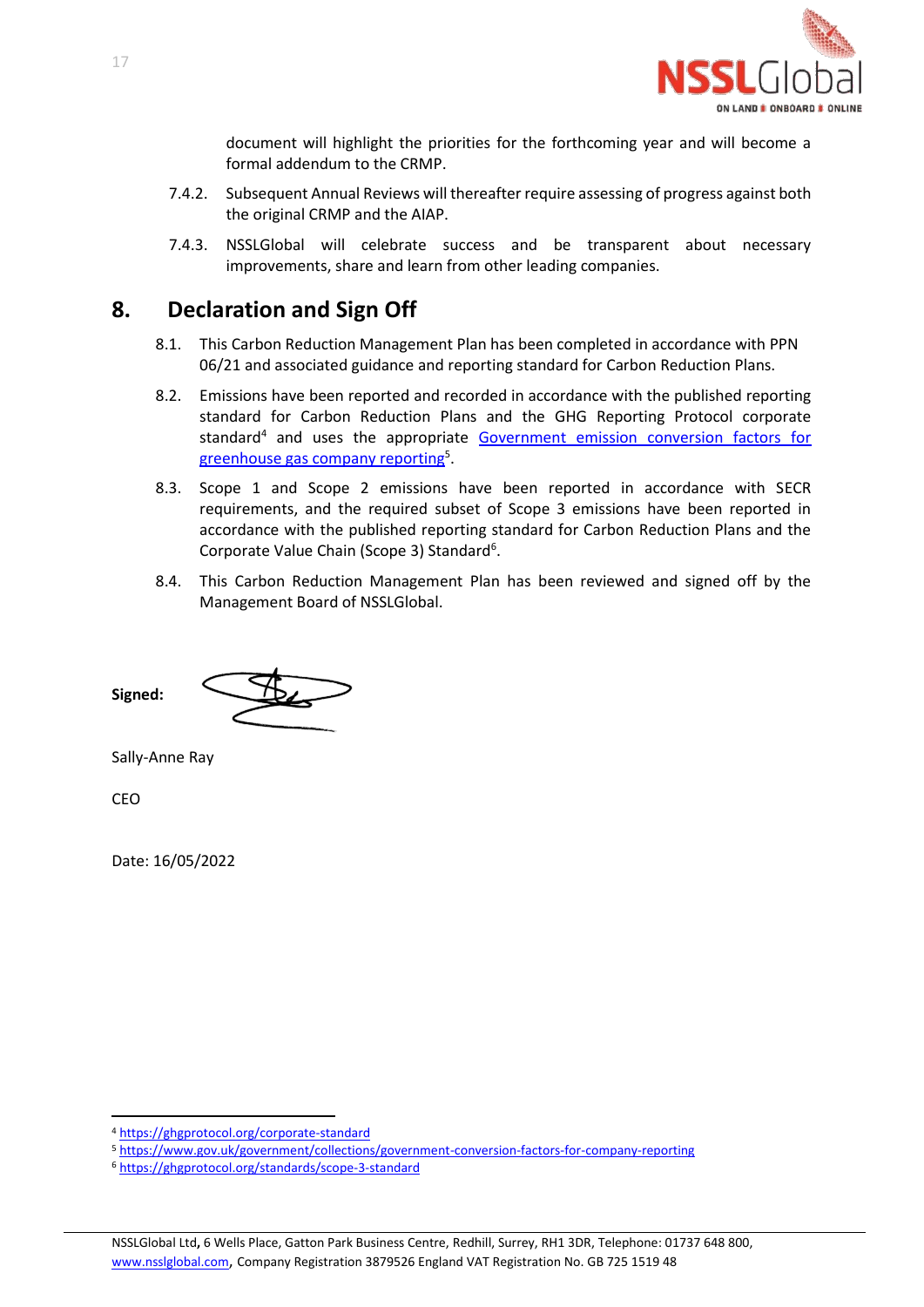document will highlight the priorities for the forthcoming year and will become a formal addendum to the CRMP.

7.4.2. Subsequent Annual Reviews will thereafter require assessing of progress against both the original CRMP and the AIAP.

7.4.3. NSSLGlobal will celebrate success and be transparent about necessary improvements, share and learn from other leading companies.

# 8. Declaration and Sign Off

8.1. This Carbon Reduction Management Plan has been completed in accordance with PPN 06/21 and associated guidance and reporting standard for Carbon Reduction Plans.

8.2. Emissions have been reported and recorded in accordance with the published reporting standard for Carbon Reduction Plans and the GHG Reporting Protocol corporate standard[4] and uses the appropriate [Government emission conversion factors for greenhouse gas company reporting](https://www.gov.uk/government/collections/government-conversion-factors-for-company-reporting)[5].

8.3. Scope 1 and Scope 2 emissions have been reported in accordance with SECR requirements, and the required subset of Scope 3 emissions have been reported in accordance with the published reporting standard for Carbon Reduction Plans and the Corporate Value Chain (Scope 3) Standard[6].

8.4. This Carbon Reduction Management Plan has been reviewed and signed off by the Management Board of NSSLGlobal.

**Signed:**

Sally-Anne Ray

CEO

Date: 16/05/2022

---

[4] https://ghgprotocol.org/corporate-standard

[5] https://www.gov.uk/government/collections/government-conversion-factors-for-company-reporting

[6] https://ghgprotocol.org/standards/scope-3-standard